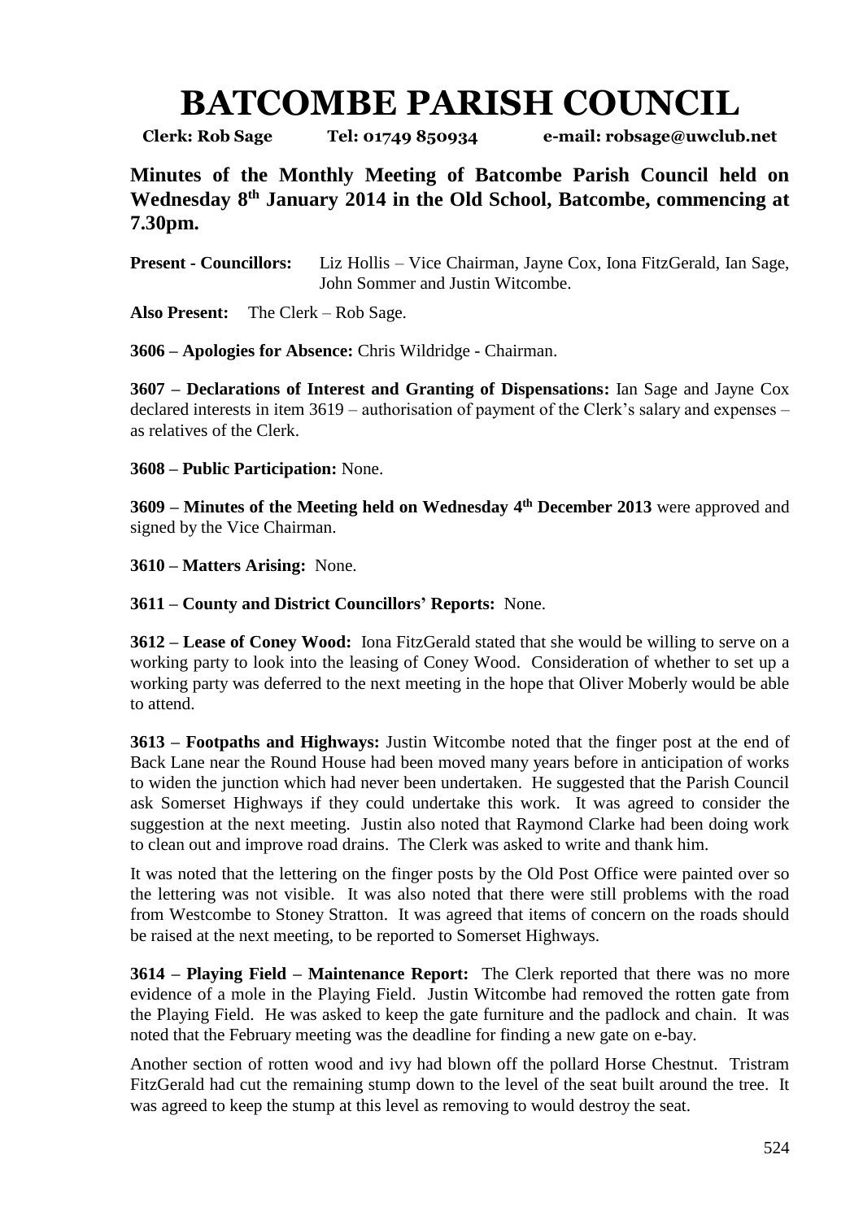# BATCOMBE PARISH COUNCIL

**Clerk: Rob Sage Tel: 01749 850934 e-mail: robsage@uwclub.net**

**Minutes of the Monthly Meeting of Batcombe Parish Council held on Wednesday 8th January 2014 in the Old School, Batcombe, commencing at 7.30pm.**

**Present - Councillors:** Liz Hollis – Vice Chairman, Jayne Cox, Iona FitzGerald, Ian Sage, John Sommer and Justin Witcombe.

**Also Present:** The Clerk – Rob Sage.

**3606 – Apologies for Absence:** Chris Wildridge - Chairman.

**3607 – Declarations of Interest and Granting of Dispensations:** Ian Sage and Jayne Cox declared interests in item 3619 – authorisation of payment of the Clerk's salary and expenses – as relatives of the Clerk.

**3608 – Public Participation:** None.

**3609 – Minutes of the Meeting held on Wednesday 4th December 2013** were approved and signed by the Vice Chairman.

**3610 – Matters Arising:** None.

**3611 – County and District Councillors' Reports:** None.

**3612 – Lease of Coney Wood:** Iona FitzGerald stated that she would be willing to serve on a working party to look into the leasing of Coney Wood. Consideration of whether to set up a working party was deferred to the next meeting in the hope that Oliver Moberly would be able to attend.

**3613 – Footpaths and Highways:** Justin Witcombe noted that the finger post at the end of Back Lane near the Round House had been moved many years before in anticipation of works to widen the junction which had never been undertaken. He suggested that the Parish Council ask Somerset Highways if they could undertake this work. It was agreed to consider the suggestion at the next meeting. Justin also noted that Raymond Clarke had been doing work to clean out and improve road drains. The Clerk was asked to write and thank him.

It was noted that the lettering on the finger posts by the Old Post Office were painted over so the lettering was not visible. It was also noted that there were still problems with the road from Westcombe to Stoney Stratton. It was agreed that items of concern on the roads should be raised at the next meeting, to be reported to Somerset Highways.

**3614 – Playing Field – Maintenance Report:** The Clerk reported that there was no more evidence of a mole in the Playing Field. Justin Witcombe had removed the rotten gate from the Playing Field. He was asked to keep the gate furniture and the padlock and chain. It was noted that the February meeting was the deadline for finding a new gate on e-bay.

Another section of rotten wood and ivy had blown off the pollard Horse Chestnut. Tristram FitzGerald had cut the remaining stump down to the level of the seat built around the tree. It was agreed to keep the stump at this level as removing to would destroy the seat.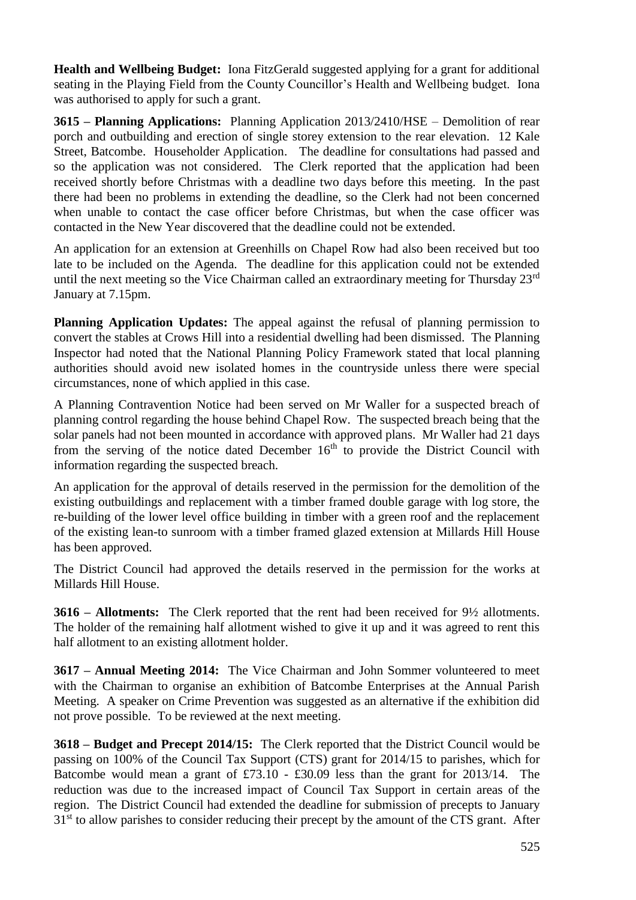**Health and Wellbeing Budget:** Iona FitzGerald suggested applying for a grant for additional seating in the Playing Field from the County Councillor's Health and Wellbeing budget. Iona was authorised to apply for such a grant.

**3615 – Planning Applications:** Planning Application 2013/2410/HSE – Demolition of rear porch and outbuilding and erection of single storey extension to the rear elevation. 12 Kale Street, Batcombe. Householder Application. The deadline for consultations had passed and so the application was not considered. The Clerk reported that the application had been received shortly before Christmas with a deadline two days before this meeting. In the past there had been no problems in extending the deadline, so the Clerk had not been concerned when unable to contact the case officer before Christmas, but when the case officer was contacted in the New Year discovered that the deadline could not be extended.

An application for an extension at Greenhills on Chapel Row had also been received but too late to be included on the Agenda. The deadline for this application could not be extended until the next meeting so the Vice Chairman called an extraordinary meeting for Thursday 23rd January at 7.15pm.

**Planning Application Updates:** The appeal against the refusal of planning permission to convert the stables at Crows Hill into a residential dwelling had been dismissed. The Planning Inspector had noted that the National Planning Policy Framework stated that local planning authorities should avoid new isolated homes in the countryside unless there were special circumstances, none of which applied in this case.

A Planning Contravention Notice had been served on Mr Waller for a suspected breach of planning control regarding the house behind Chapel Row. The suspected breach being that the solar panels had not been mounted in accordance with approved plans. Mr Waller had 21 days from the serving of the notice dated December 16th to provide the District Council with information regarding the suspected breach.

An application for the approval of details reserved in the permission for the demolition of the existing outbuildings and replacement with a timber framed double garage with log store, the re-building of the lower level office building in timber with a green roof and the replacement of the existing lean-to sunroom with a timber framed glazed extension at Millards Hill House has been approved.

The District Council had approved the details reserved in the permission for the works at Millards Hill House.

**3616 – Allotments:** The Clerk reported that the rent had been received for 9½ allotments. The holder of the remaining half allotment wished to give it up and it was agreed to rent this half allotment to an existing allotment holder.

**3617 – Annual Meeting 2014:** The Vice Chairman and John Sommer volunteered to meet with the Chairman to organise an exhibition of Batcombe Enterprises at the Annual Parish Meeting. A speaker on Crime Prevention was suggested as an alternative if the exhibition did not prove possible. To be reviewed at the next meeting.

**3618 – Budget and Precept 2014/15:** The Clerk reported that the District Council would be passing on 100% of the Council Tax Support (CTS) grant for 2014/15 to parishes, which for Batcombe would mean a grant of £73.10 - £30.09 less than the grant for 2013/14. The reduction was due to the increased impact of Council Tax Support in certain areas of the region. The District Council had extended the deadline for submission of precepts to January 31st to allow parishes to consider reducing their precept by the amount of the CTS grant. After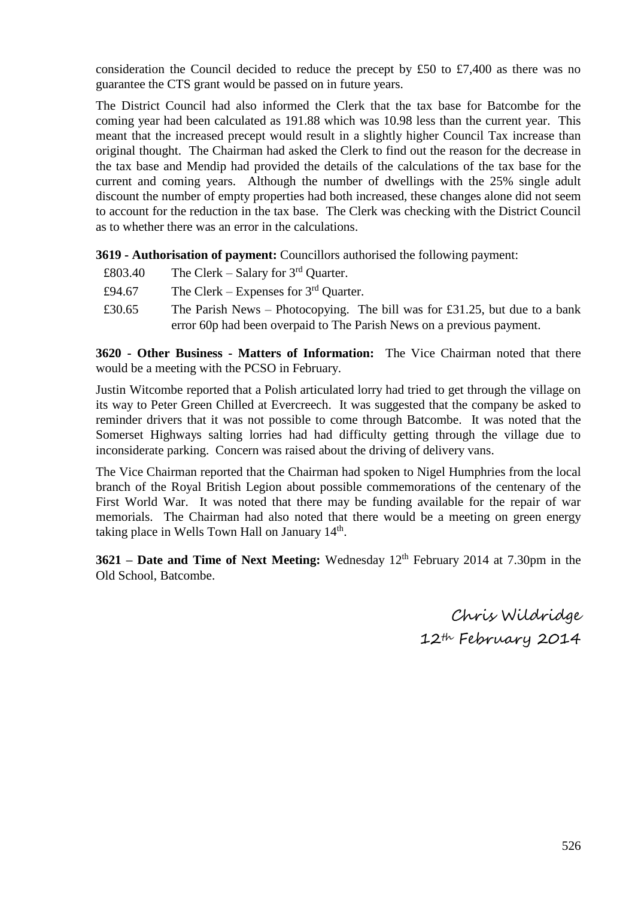consideration the Council decided to reduce the precept by £50 to £7,400 as there was no guarantee the CTS grant would be passed on in future years.

The District Council had also informed the Clerk that the tax base for Batcombe for the coming year had been calculated as 191.88 which was 10.98 less than the current year. This meant that the increased precept would result in a slightly higher Council Tax increase than original thought. The Chairman had asked the Clerk to find out the reason for the decrease in the tax base and Mendip had provided the details of the calculations of the tax base for the current and coming years. Although the number of dwellings with the 25% single adult discount the number of empty properties had both increased, these changes alone did not seem to account for the reduction in the tax base. The Clerk was checking with the District Council as to whether there was an error in the calculations.

**3619 - Authorisation of payment:** Councillors authorised the following payment:

| | |
|---|---|
| £803.40 | The Clerk – Salary for 3rd Quarter. |
| £94.67 | The Clerk – Expenses for 3rd Quarter. |
| £30.65 | The Parish News – Photocopying. The bill was for £31.25, but due to a bank error 60p had been overpaid to The Parish News on a previous payment. |

**3620 - Other Business - Matters of Information:** The Vice Chairman noted that there would be a meeting with the PCSO in February.

Justin Witcombe reported that a Polish articulated lorry had tried to get through the village on its way to Peter Green Chilled at Evercreech. It was suggested that the company be asked to reminder drivers that it was not possible to come through Batcombe. It was noted that the Somerset Highways salting lorries had had difficulty getting through the village due to inconsiderate parking. Concern was raised about the driving of delivery vans.

The Vice Chairman reported that the Chairman had spoken to Nigel Humphries from the local branch of the Royal British Legion about possible commemorations of the centenary of the First World War. It was noted that there may be funding available for the repair of war memorials. The Chairman had also noted that there would be a meeting on green energy taking place in Wells Town Hall on January 14th.

**3621 – Date and Time of Next Meeting:** Wednesday 12th February 2014 at 7.30pm in the Old School, Batcombe.

Chris Wildridge
12th February 2014